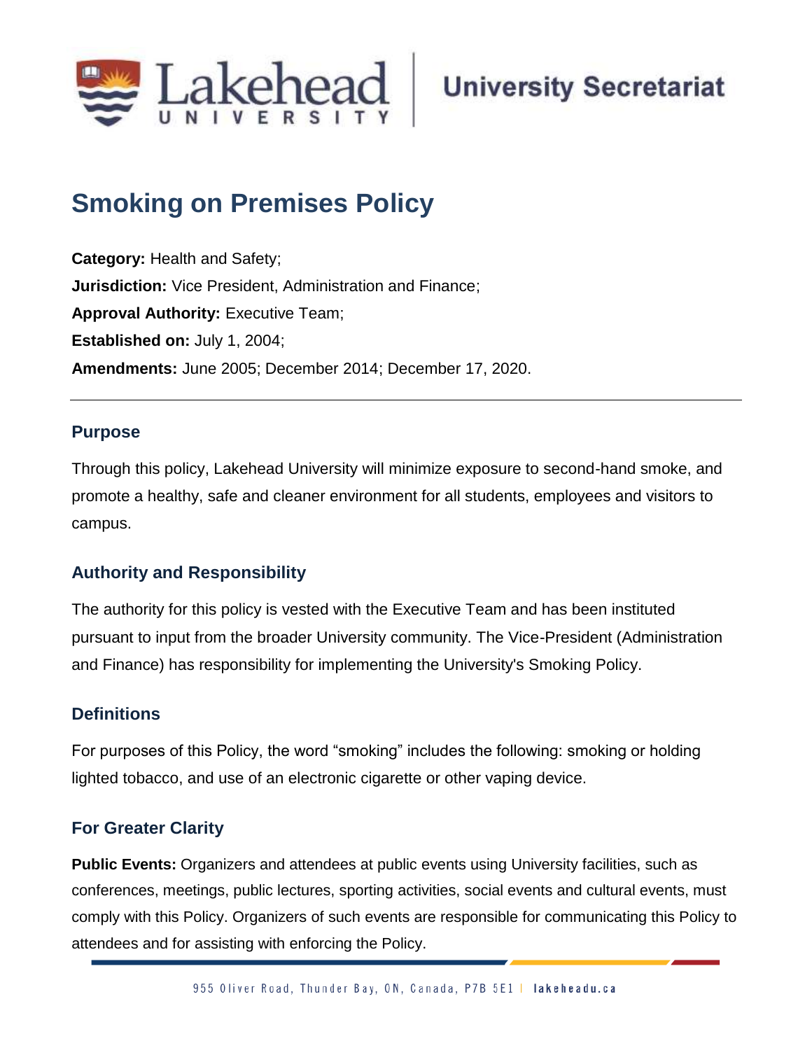University Secretariat

# Smoking on Premises Policy

**Category:** Health and Safety;
**Jurisdiction:** Vice President, Administration and Finance;
**Approval Authority:** Executive Team;
**Established on:** July 1, 2004;
**Amendments:** June 2005; December 2014; December 17, 2020.

---

## Purpose

Through this policy, Lakehead University will minimize exposure to second-hand smoke, and promote a healthy, safe and cleaner environment for all students, employees and visitors to campus.

## Authority and Responsibility

The authority for this policy is vested with the Executive Team and has been instituted pursuant to input from the broader University community. The Vice-President (Administration and Finance) has responsibility for implementing the University's Smoking Policy.

## Definitions

For purposes of this Policy, the word “smoking” includes the following: smoking or holding lighted tobacco, and use of an electronic cigarette or other vaping device.

## For Greater Clarity

**Public Events:** Organizers and attendees at public events using University facilities, such as conferences, meetings, public lectures, sporting activities, social events and cultural events, must comply with this Policy. Organizers of such events are responsible for communicating this Policy to attendees and for assisting with enforcing the Policy.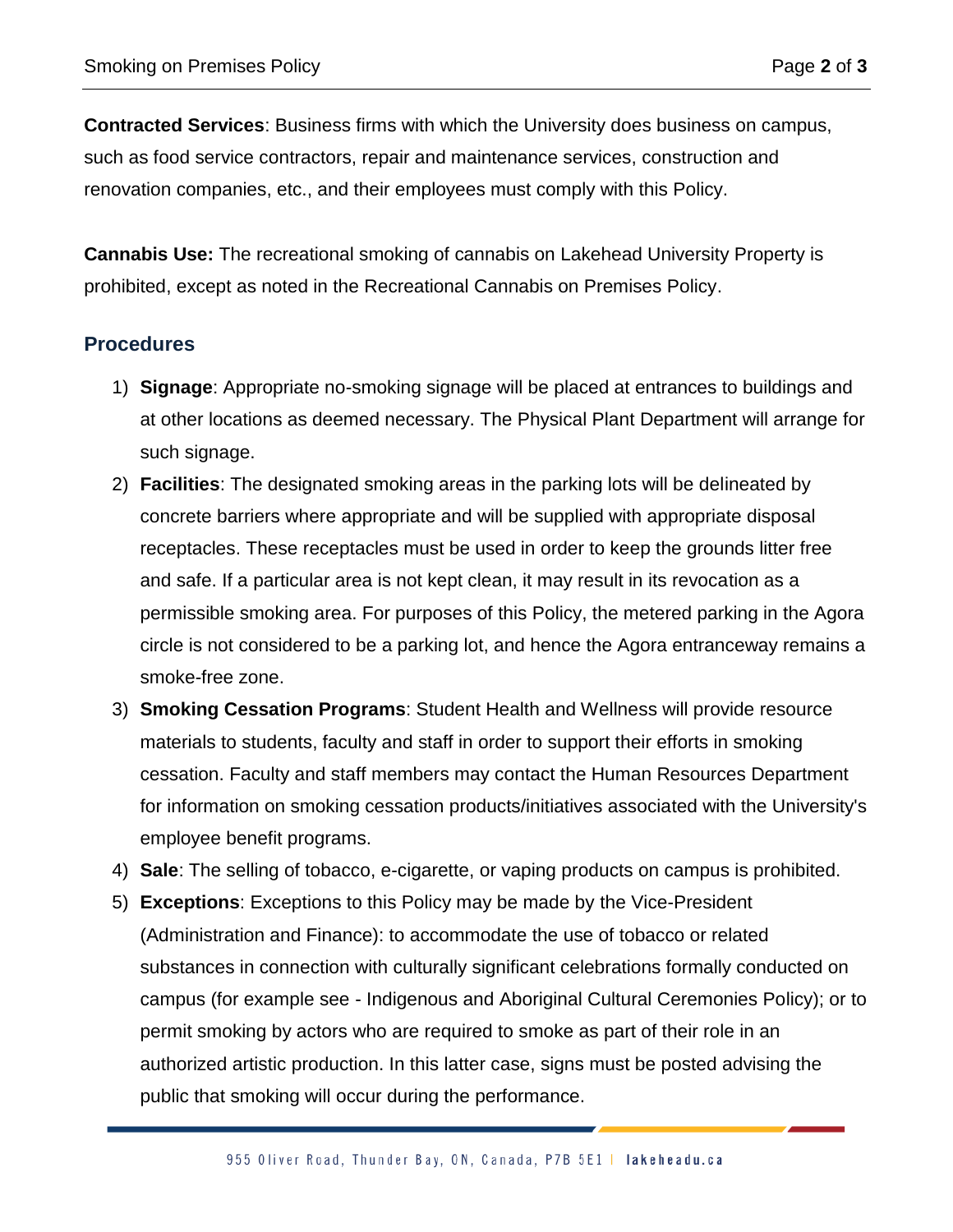**Contracted Services**: Business firms with which the University does business on campus, such as food service contractors, repair and maintenance services, construction and renovation companies, etc., and their employees must comply with this Policy.

**Cannabis Use:** The recreational smoking of cannabis on Lakehead University Property is prohibited, except as noted in the Recreational Cannabis on Premises Policy.

## Procedures

1) **Signage**: Appropriate no-smoking signage will be placed at entrances to buildings and at other locations as deemed necessary. The Physical Plant Department will arrange for such signage.
2) **Facilities**: The designated smoking areas in the parking lots will be delineated by concrete barriers where appropriate and will be supplied with appropriate disposal receptacles. These receptacles must be used in order to keep the grounds litter free and safe. If a particular area is not kept clean, it may result in its revocation as a permissible smoking area. For purposes of this Policy, the metered parking in the Agora circle is not considered to be a parking lot, and hence the Agora entranceway remains a smoke-free zone.
3) **Smoking Cessation Programs**: Student Health and Wellness will provide resource materials to students, faculty and staff in order to support their efforts in smoking cessation. Faculty and staff members may contact the Human Resources Department for information on smoking cessation products/initiatives associated with the University's employee benefit programs.
4) **Sale**: The selling of tobacco, e-cigarette, or vaping products on campus is prohibited.
5) **Exceptions**: Exceptions to this Policy may be made by the Vice-President (Administration and Finance): to accommodate the use of tobacco or related substances in connection with culturally significant celebrations formally conducted on campus (for example see - Indigenous and Aboriginal Cultural Ceremonies Policy); or to permit smoking by actors who are required to smoke as part of their role in an authorized artistic production. In this latter case, signs must be posted advising the public that smoking will occur during the performance.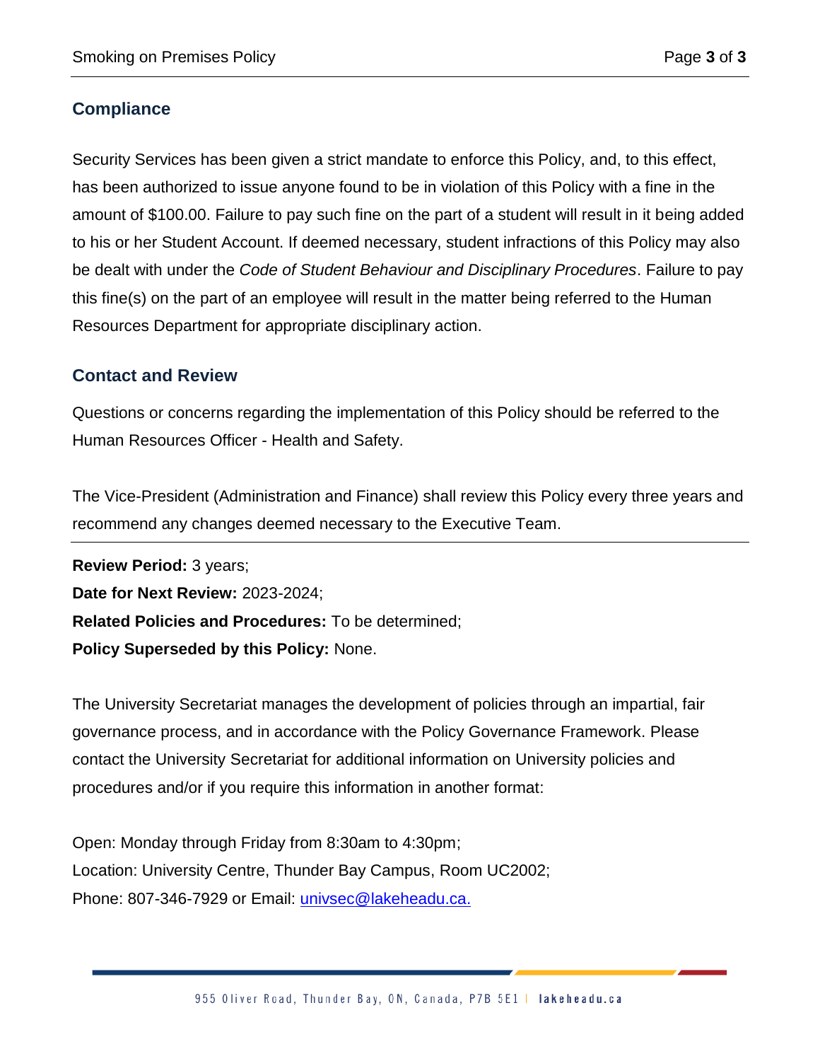## Compliance

Security Services has been given a strict mandate to enforce this Policy, and, to this effect, has been authorized to issue anyone found to be in violation of this Policy with a fine in the amount of $100.00. Failure to pay such fine on the part of a student will result in it being added to his or her Student Account. If deemed necessary, student infractions of this Policy may also be dealt with under the *Code of Student Behaviour and Disciplinary Procedures*. Failure to pay this fine(s) on the part of an employee will result in the matter being referred to the Human Resources Department for appropriate disciplinary action.

## Contact and Review

Questions or concerns regarding the implementation of this Policy should be referred to the Human Resources Officer - Health and Safety.

The Vice-President (Administration and Finance) shall review this Policy every three years and recommend any changes deemed necessary to the Executive Team.

---

**Review Period:** 3 years;
**Date for Next Review:** 2023-2024;
**Related Policies and Procedures:** To be determined;
**Policy Superseded by this Policy:** None.

The University Secretariat manages the development of policies through an impartial, fair governance process, and in accordance with the Policy Governance Framework. Please contact the University Secretariat for additional information on University policies and procedures and/or if you require this information in another format:

Open: Monday through Friday from 8:30am to 4:30pm;
Location: University Centre, Thunder Bay Campus, Room UC2002;
Phone: 807-346-7929 or Email: univsec@lakeheadu.ca.